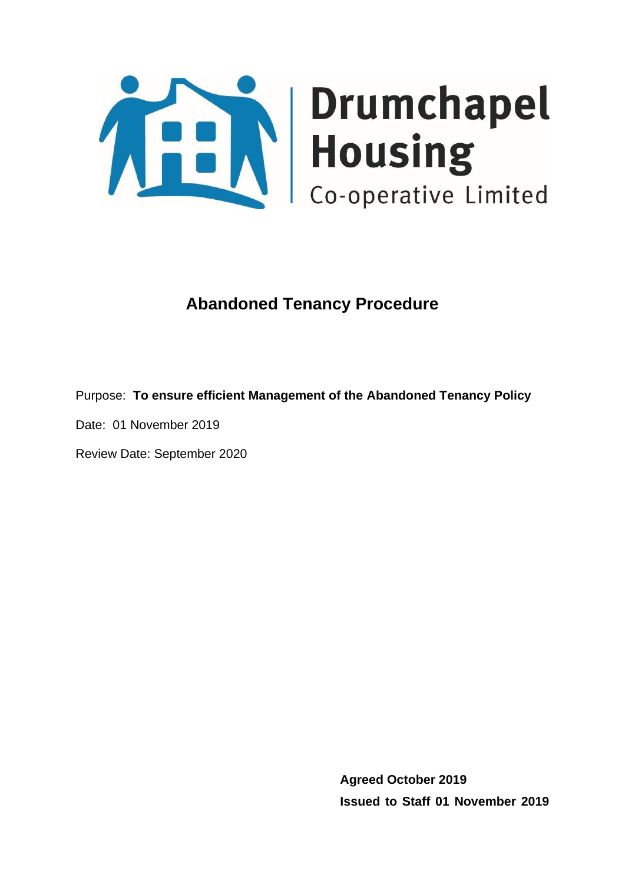Drumchapel Housing Co-operative Limited

# Abandoned Tenancy Procedure

Purpose: **To ensure efficient Management of the Abandoned Tenancy Policy**

Date: 01 November 2019

Review Date: September 2020

**Agreed October 2019**

**Issued to Staff 01 November 2019**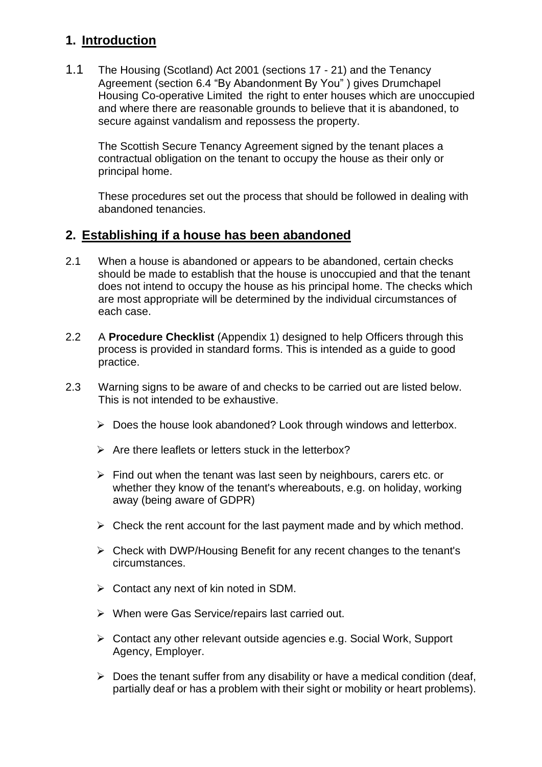## 1. Introduction

1.1 The Housing (Scotland) Act 2001 (sections 17 - 21) and the Tenancy Agreement (section 6.4 "By Abandonment By You" ) gives Drumchapel Housing Co-operative Limited the right to enter houses which are unoccupied and where there are reasonable grounds to believe that it is abandoned, to secure against vandalism and repossess the property.

The Scottish Secure Tenancy Agreement signed by the tenant places a contractual obligation on the tenant to occupy the house as their only or principal home.

These procedures set out the process that should be followed in dealing with abandoned tenancies.

## 2. Establishing if a house has been abandoned

2.1 When a house is abandoned or appears to be abandoned, certain checks should be made to establish that the house is unoccupied and that the tenant does not intend to occupy the house as his principal home. The checks which are most appropriate will be determined by the individual circumstances of each case.

2.2 A **Procedure Checklist** (Appendix 1) designed to help Officers through this process is provided in standard forms. This is intended as a guide to good practice.

2.3 Warning signs to be aware of and checks to be carried out are listed below. This is not intended to be exhaustive.

- Does the house look abandoned? Look through windows and letterbox.
- Are there leaflets or letters stuck in the letterbox?
- Find out when the tenant was last seen by neighbours, carers etc. or whether they know of the tenant's whereabouts, e.g. on holiday, working away (being aware of GDPR)
- Check the rent account for the last payment made and by which method.
- Check with DWP/Housing Benefit for any recent changes to the tenant's circumstances.
- Contact any next of kin noted in SDM.
- When were Gas Service/repairs last carried out.
- Contact any other relevant outside agencies e.g. Social Work, Support Agency, Employer.
- Does the tenant suffer from any disability or have a medical condition (deaf, partially deaf or has a problem with their sight or mobility or heart problems).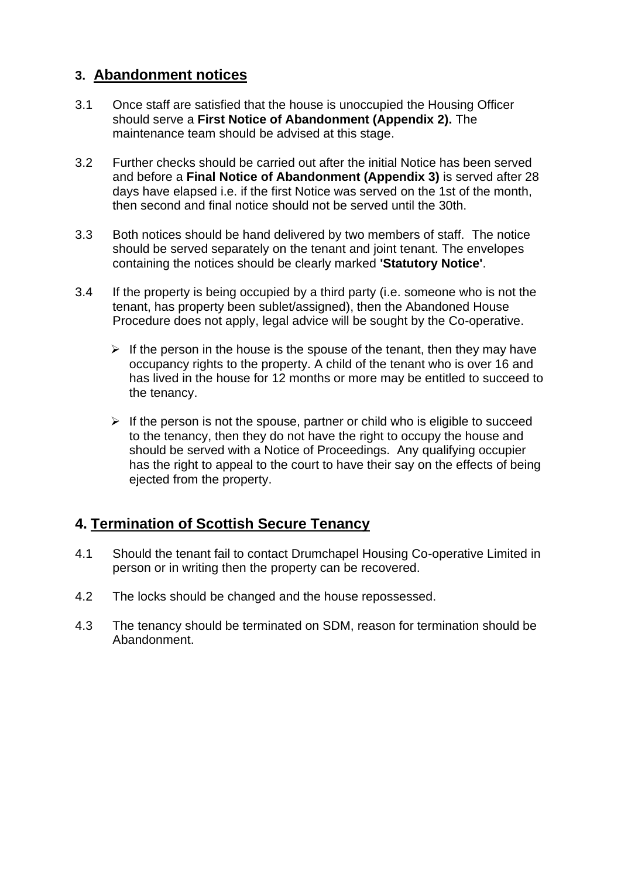## 3. Abandonment notices

3.1 Once staff are satisfied that the house is unoccupied the Housing Officer should serve a **First Notice of Abandonment (Appendix 2).** The maintenance team should be advised at this stage.

3.2 Further checks should be carried out after the initial Notice has been served and before a **Final Notice of Abandonment (Appendix 3)** is served after 28 days have elapsed i.e. if the first Notice was served on the 1st of the month, then second and final notice should not be served until the 30th.

3.3 Both notices should be hand delivered by two members of staff. The notice should be served separately on the tenant and joint tenant. The envelopes containing the notices should be clearly marked **'Statutory Notice'**.

3.4 If the property is being occupied by a third party (i.e. someone who is not the tenant, has property been sublet/assigned), then the Abandoned House Procedure does not apply, legal advice will be sought by the Co-operative.

- If the person in the house is the spouse of the tenant, then they may have occupancy rights to the property. A child of the tenant who is over 16 and has lived in the house for 12 months or more may be entitled to succeed to the tenancy.
- If the person is not the spouse, partner or child who is eligible to succeed to the tenancy, then they do not have the right to occupy the house and should be served with a Notice of Proceedings. Any qualifying occupier has the right to appeal to the court to have their say on the effects of being ejected from the property.

## 4. Termination of Scottish Secure Tenancy

4.1 Should the tenant fail to contact Drumchapel Housing Co-operative Limited in person or in writing then the property can be recovered.

4.2 The locks should be changed and the house repossessed.

4.3 The tenancy should be terminated on SDM, reason for termination should be Abandonment.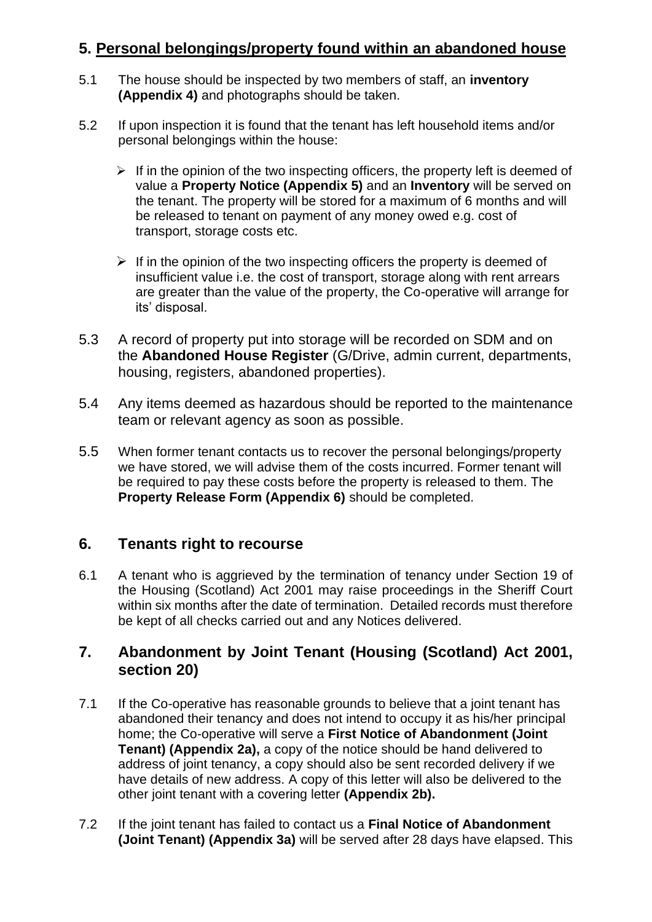## 5. Personal belongings/property found within an abandoned house

5.1 The house should be inspected by two members of staff, an **inventory (Appendix 4)** and photographs should be taken.

5.2 If upon inspection it is found that the tenant has left household items and/or personal belongings within the house:

- If in the opinion of the two inspecting officers, the property left is deemed of value a **Property Notice (Appendix 5)** and an **Inventory** will be served on the tenant. The property will be stored for a maximum of 6 months and will be released to tenant on payment of any money owed e.g. cost of transport, storage costs etc.

- If in the opinion of the two inspecting officers the property is deemed of insufficient value i.e. the cost of transport, storage along with rent arrears are greater than the value of the property, the Co-operative will arrange for its' disposal.

5.3 A record of property put into storage will be recorded on SDM and on the **Abandoned House Register** (G/Drive, admin current, departments, housing, registers, abandoned properties).

5.4 Any items deemed as hazardous should be reported to the maintenance team or relevant agency as soon as possible.

5.5 When former tenant contacts us to recover the personal belongings/property we have stored, we will advise them of the costs incurred. Former tenant will be required to pay these costs before the property is released to them. The **Property Release Form (Appendix 6)** should be completed.

## 6. Tenants right to recourse

6.1 A tenant who is aggrieved by the termination of tenancy under Section 19 of the Housing (Scotland) Act 2001 may raise proceedings in the Sheriff Court within six months after the date of termination. Detailed records must therefore be kept of all checks carried out and any Notices delivered.

## 7. Abandonment by Joint Tenant (Housing (Scotland) Act 2001, section 20)

7.1 If the Co-operative has reasonable grounds to believe that a joint tenant has abandoned their tenancy and does not intend to occupy it as his/her principal home; the Co-operative will serve a **First Notice of Abandonment (Joint Tenant) (Appendix 2a),** a copy of the notice should be hand delivered to address of joint tenancy, a copy should also be sent recorded delivery if we have details of new address. A copy of this letter will also be delivered to the other joint tenant with a covering letter **(Appendix 2b).**

7.2 If the joint tenant has failed to contact us a **Final Notice of Abandonment (Joint Tenant) (Appendix 3a)** will be served after 28 days have elapsed. This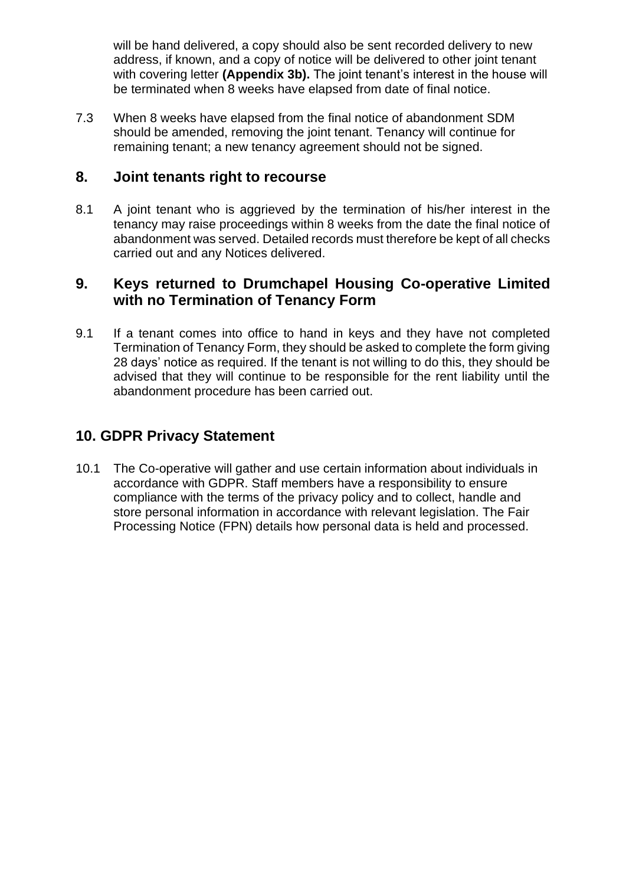will be hand delivered, a copy should also be sent recorded delivery to new address, if known, and a copy of notice will be delivered to other joint tenant with covering letter **(Appendix 3b).** The joint tenant's interest in the house will be terminated when 8 weeks have elapsed from date of final notice.

7.3 When 8 weeks have elapsed from the final notice of abandonment SDM should be amended, removing the joint tenant. Tenancy will continue for remaining tenant; a new tenancy agreement should not be signed.

## 8. Joint tenants right to recourse

8.1 A joint tenant who is aggrieved by the termination of his/her interest in the tenancy may raise proceedings within 8 weeks from the date the final notice of abandonment was served. Detailed records must therefore be kept of all checks carried out and any Notices delivered.

## 9. Keys returned to Drumchapel Housing Co-operative Limited with no Termination of Tenancy Form

9.1 If a tenant comes into office to hand in keys and they have not completed Termination of Tenancy Form, they should be asked to complete the form giving 28 days' notice as required. If the tenant is not willing to do this, they should be advised that they will continue to be responsible for the rent liability until the abandonment procedure has been carried out.

## 10. GDPR Privacy Statement

10.1 The Co-operative will gather and use certain information about individuals in accordance with GDPR. Staff members have a responsibility to ensure compliance with the terms of the privacy policy and to collect, handle and store personal information in accordance with relevant legislation. The Fair Processing Notice (FPN) details how personal data is held and processed.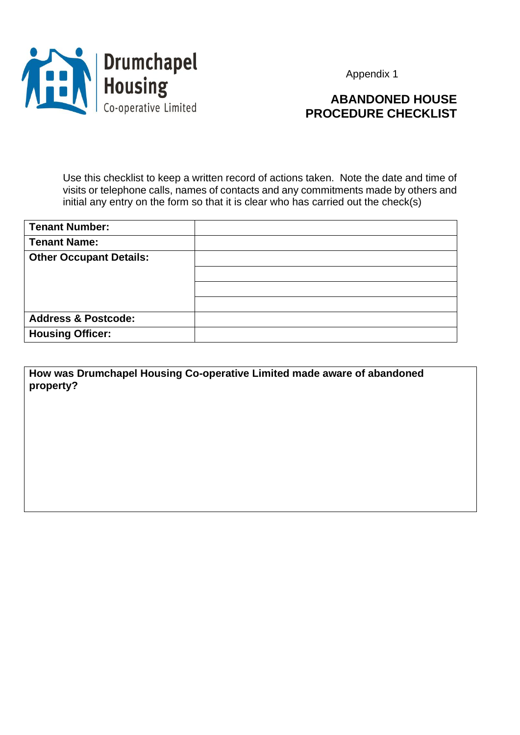Drumchapel Housing Co-operative Limited

Appendix 1

## ABANDONED HOUSE PROCEDURE CHECKLIST

Use this checklist to keep a written record of actions taken. Note the date and time of visits or telephone calls, names of contacts and any commitments made by others and initial any entry on the form so that it is clear who has carried out the check(s)

| **Tenant Number:** | |
|---|---|
| **Tenant Name:** | |
| **Other Occupant Details:** | |
| | |
| | |
| | |
| **Address & Postcode:** | |
| **Housing Officer:** | |

| **How was Drumchapel Housing Co-operative Limited made aware of abandoned property?** |
|---|
| |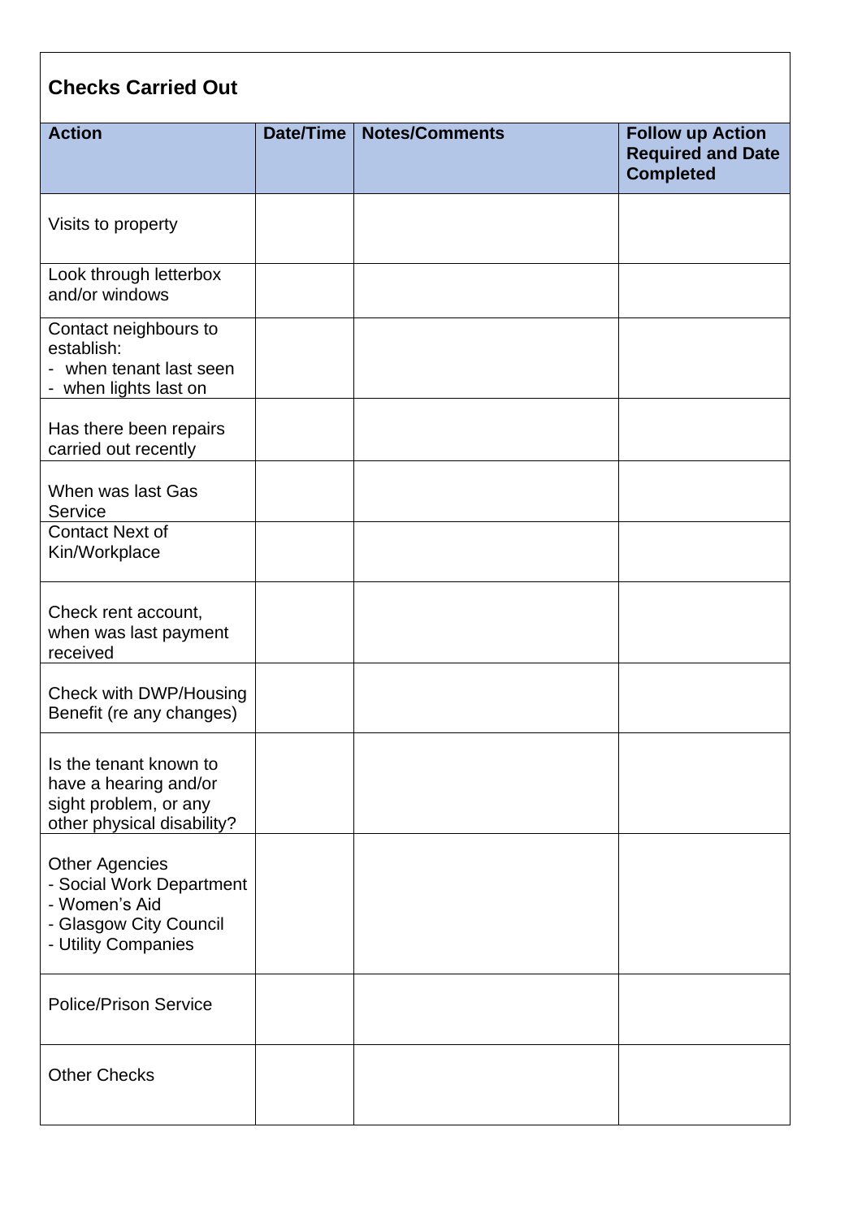## Checks Carried Out

| Action | Date/Time | Notes/Comments | Follow up Action Required and Date Completed |
|---|---|---|---|
| Visits to property | | | |
| Look through letterbox and/or windows | | | |
| Contact neighbours to establish:<br>- when tenant last seen<br>- when lights last on | | | |
| Has there been repairs carried out recently | | | |
| When was last Gas Service | | | |
| Contact Next of Kin/Workplace | | | |
| Check rent account, when was last payment received | | | |
| Check with DWP/Housing Benefit (re any changes) | | | |
| Is the tenant known to have a hearing and/or sight problem, or any other physical disability? | | | |
| Other Agencies<br>- Social Work Department<br>- Women's Aid<br>- Glasgow City Council<br>- Utility Companies | | | |
| Police/Prison Service | | | |
| Other Checks | | | |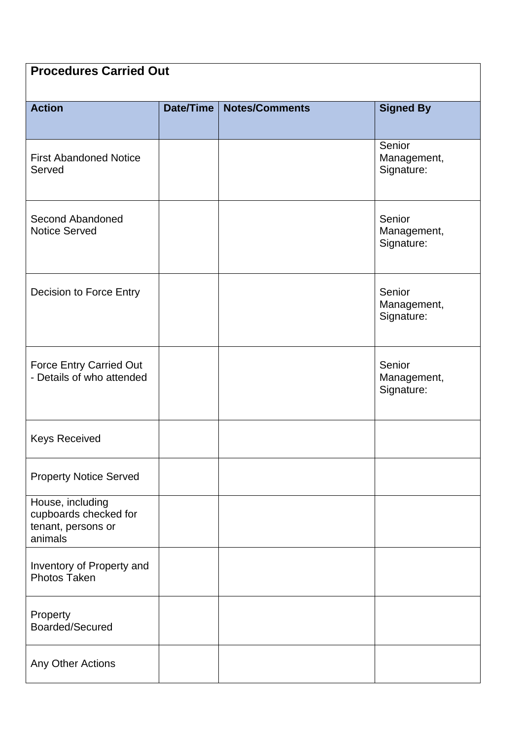**Procedures Carried Out**

| Action | Date/Time | Notes/Comments | Signed By |
|---|---|---|---|
| First Abandoned Notice Served | | | Senior Management, Signature: |
| Second Abandoned Notice Served | | | Senior Management, Signature: |
| Decision to Force Entry | | | Senior Management, Signature: |
| Force Entry Carried Out - Details of who attended | | | Senior Management, Signature: |
| Keys Received | | | |
| Property Notice Served | | | |
| House, including cupboards checked for tenant, persons or animals | | | |
| Inventory of Property and Photos Taken | | | |
| Property Boarded/Secured | | | |
| Any Other Actions | | | |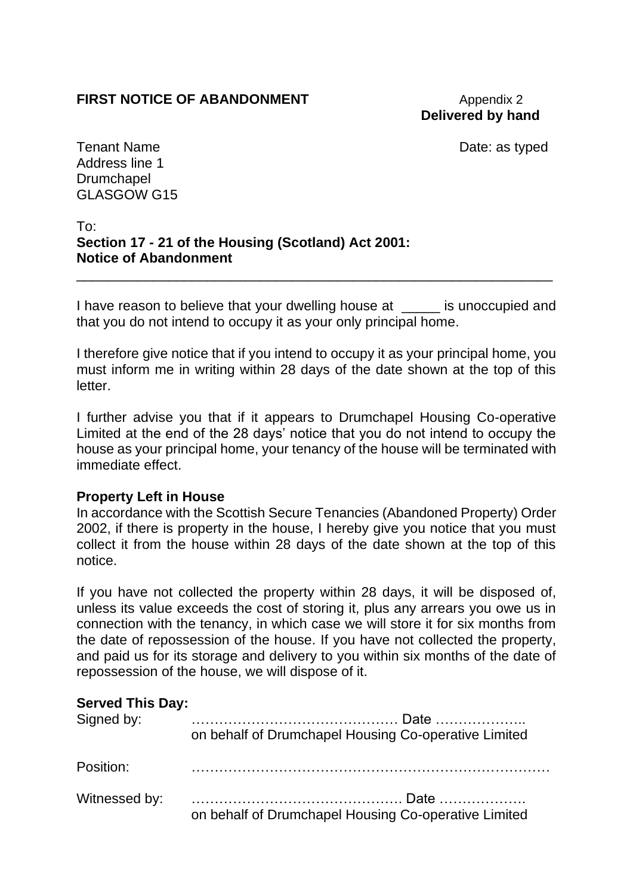**FIRST NOTICE OF ABANDONMENT**

Appendix 2
**Delivered by hand**

Tenant Name
Address line 1
Drumchapel
GLASGOW G15

Date: as typed

To:
**Section 17 - 21 of the Housing (Scotland) Act 2001:**
**Notice of Abandonment**

---

I have reason to believe that your dwelling house at _____ is unoccupied and that you do not intend to occupy it as your only principal home.

I therefore give notice that if you intend to occupy it as your principal home, you must inform me in writing within 28 days of the date shown at the top of this letter.

I further advise you that if it appears to Drumchapel Housing Co-operative Limited at the end of the 28 days' notice that you do not intend to occupy the house as your principal home, your tenancy of the house will be terminated with immediate effect.

**Property Left in House**
In accordance with the Scottish Secure Tenancies (Abandoned Property) Order 2002, if there is property in the house, I hereby give you notice that you must collect it from the house within 28 days of the date shown at the top of this notice.

If you have not collected the property within 28 days, it will be disposed of, unless its value exceeds the cost of storing it, plus any arrears you owe us in connection with the tenancy, in which case we will store it for six months from the date of repossession of the house. If you have not collected the property, and paid us for its storage and delivery to you within six months of the date of repossession of the house, we will dispose of it.

**Served This Day:**

Signed by: ……………………………………… Date ………………..
on behalf of Drumchapel Housing Co-operative Limited

Position: ………………………………………………………………

Witnessed by: ………………………………………. Date ………………
on behalf of Drumchapel Housing Co-operative Limited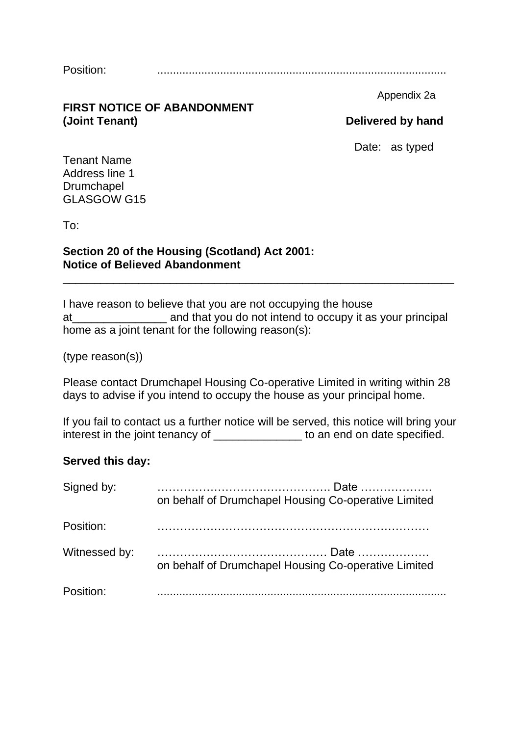Position: ..........................................................................................

Appendix 2a

**FIRST NOTICE OF ABANDONMENT**
**(Joint Tenant)**

**Delivered by hand**

Date: as typed

Tenant Name
Address line 1
Drumchapel
GLASGOW G15

To:

**Section 20 of the Housing (Scotland) Act 2001:**
**Notice of Believed Abandonment**

---

I have reason to believe that you are not occupying the house at_______________ and that you do not intend to occupy it as your principal home as a joint tenant for the following reason(s):

(type reason(s))

Please contact Drumchapel Housing Co-operative Limited in writing within 28 days to advise if you intend to occupy the house as your principal home.

If you fail to contact us a further notice will be served, this notice will bring your interest in the joint tenancy of ______________ to an end on date specified.

**Served this day:**

Signed by: ……………………………………… Date ………………
on behalf of Drumchapel Housing Co-operative Limited

Position: ………………………………………………………………

Witnessed by: ……………………………………… Date ………………
on behalf of Drumchapel Housing Co-operative Limited

Position: ..........................................................................................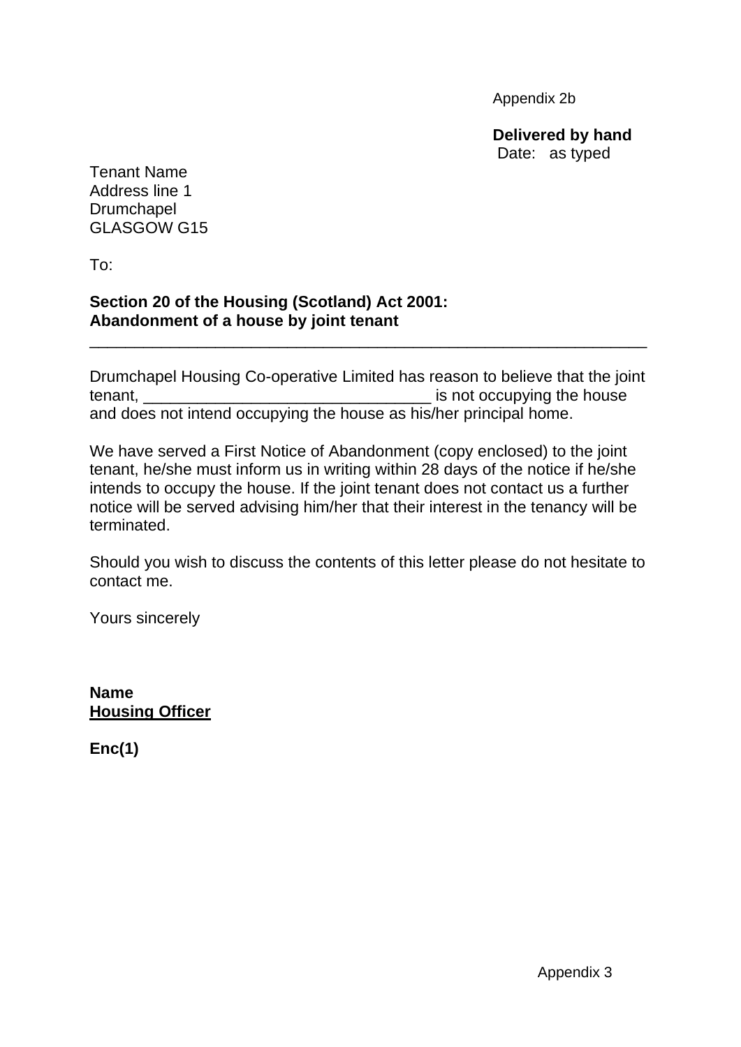Appendix 2b

**Delivered by hand**
Date: as typed

Tenant Name
Address line 1
Drumchapel
GLASGOW G15

To:

**Section 20 of the Housing (Scotland) Act 2001:**
**Abandonment of a house by joint tenant**

---

Drumchapel Housing Co-operative Limited has reason to believe that the joint tenant, _______________________________ is not occupying the house and does not intend occupying the house as his/her principal home.

We have served a First Notice of Abandonment (copy enclosed) to the joint tenant, he/she must inform us in writing within 28 days of the notice if he/she intends to occupy the house. If the joint tenant does not contact us a further notice will be served advising him/her that their interest in the tenancy will be terminated.

Should you wish to discuss the contents of this letter please do not hesitate to contact me.

Yours sincerely

**Name**
**Housing Officer**

**Enc(1)**

Appendix 3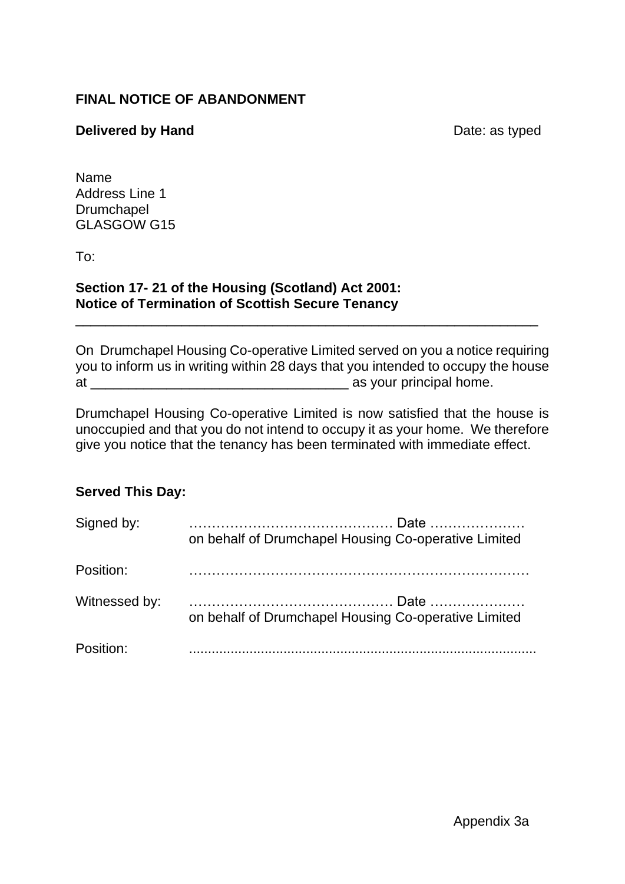**FINAL NOTICE OF ABANDONMENT**

**Delivered by Hand** Date: as typed

Name
Address Line 1
Drumchapel
GLASGOW G15

To:

**Section 17- 21 of the Housing (Scotland) Act 2001:**
**Notice of Termination of Scottish Secure Tenancy**

---

On Drumchapel Housing Co-operative Limited served on you a notice requiring you to inform us in writing within 28 days that you intended to occupy the house at _________________________________ as your principal home.

Drumchapel Housing Co-operative Limited is now satisfied that the house is unoccupied and that you do not intend to occupy it as your home. We therefore give you notice that the tenancy has been terminated with immediate effect.

**Served This Day:**

Signed by: ……………………………………… Date …………………
on behalf of Drumchapel Housing Co-operative Limited

Position: ……………………………………………………………

Witnessed by: ……………………………………… Date …………………
on behalf of Drumchapel Housing Co-operative Limited

Position: ..........................................................................................

Appendix 3a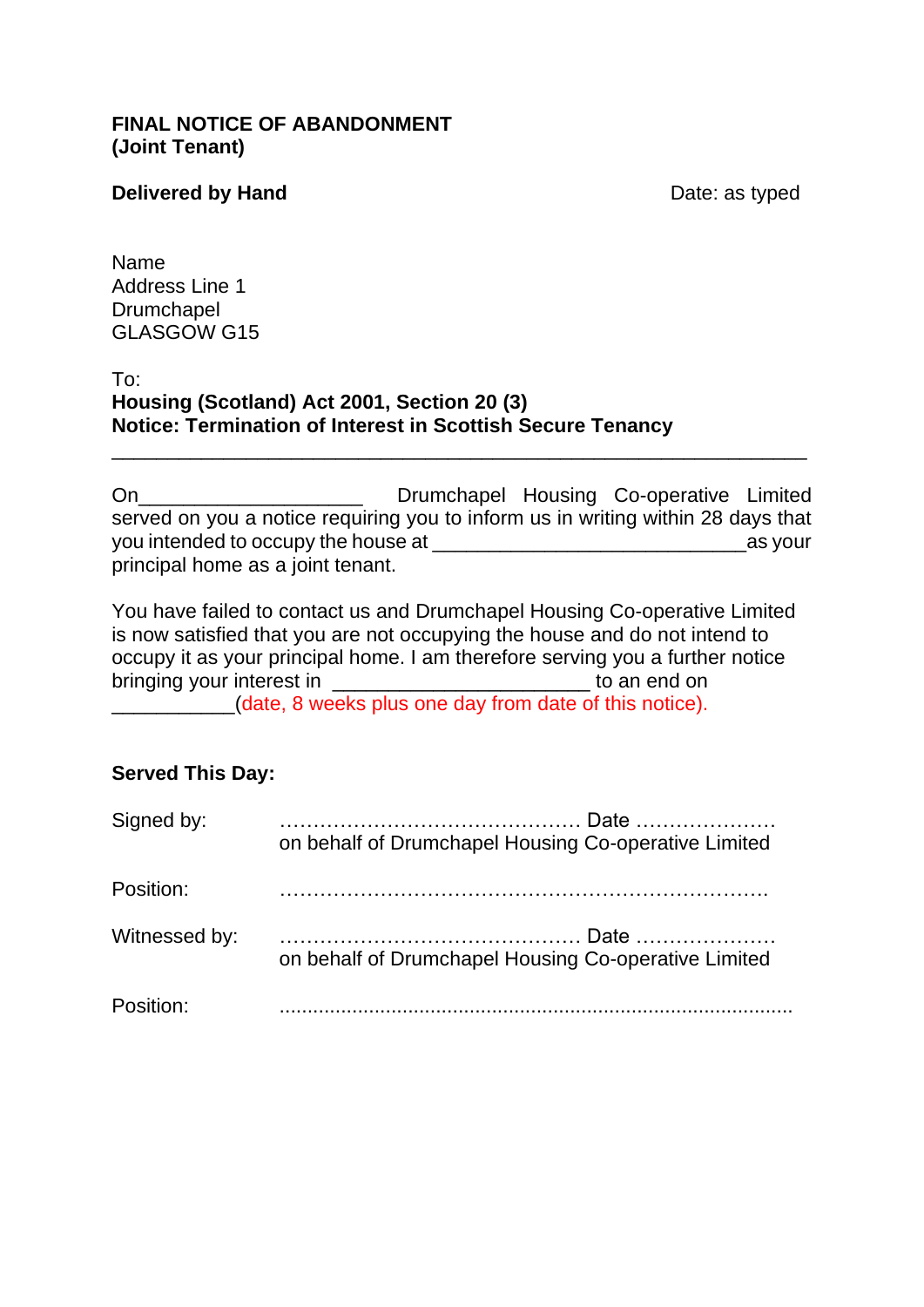**FINAL NOTICE OF ABANDONMENT**
**(Joint Tenant)**

**Delivered by Hand** Date: as typed

Name
Address Line 1
Drumchapel
GLASGOW G15

To:
**Housing (Scotland) Act 2001, Section 20 (3)**
**Notice: Termination of Interest in Scottish Secure Tenancy**

---

On____________________ Drumchapel Housing Co-operative Limited served on you a notice requiring you to inform us in writing within 28 days that you intended to occupy the house at ____________________________as your principal home as a joint tenant.

You have failed to contact us and Drumchapel Housing Co-operative Limited is now satisfied that you are not occupying the house and do not intend to occupy it as your principal home. I am therefore serving you a further notice bringing your interest in _______________________ to an end on ___________(date, 8 weeks plus one day from date of this notice).

**Served This Day:**

Signed by: ………………………………………. Date …………………
on behalf of Drumchapel Housing Co-operative Limited

Position: ……………………………………………………………….

Witnessed by: ………………………………………. Date …………………
on behalf of Drumchapel Housing Co-operative Limited

Position: ........................................................................................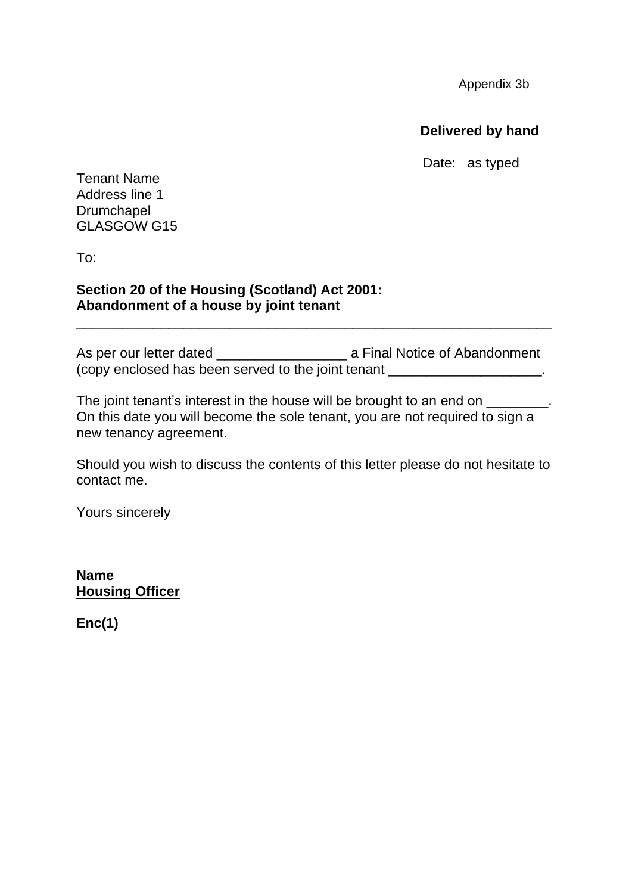Appendix 3b

**Delivered by hand**

Date: as typed

Tenant Name
Address line 1
Drumchapel
GLASGOW G15

To:

**Section 20 of the Housing (Scotland) Act 2001:**
**Abandonment of a house by joint tenant**

---

As per our letter dated _________________ a Final Notice of Abandonment (copy enclosed has been served to the joint tenant ____________________.

The joint tenant's interest in the house will be brought to an end on ________. On this date you will become the sole tenant, you are not required to sign a new tenancy agreement.

Should you wish to discuss the contents of this letter please do not hesitate to contact me.

Yours sincerely

**Name**
**<u>Housing Officer</u>**

**Enc(1)**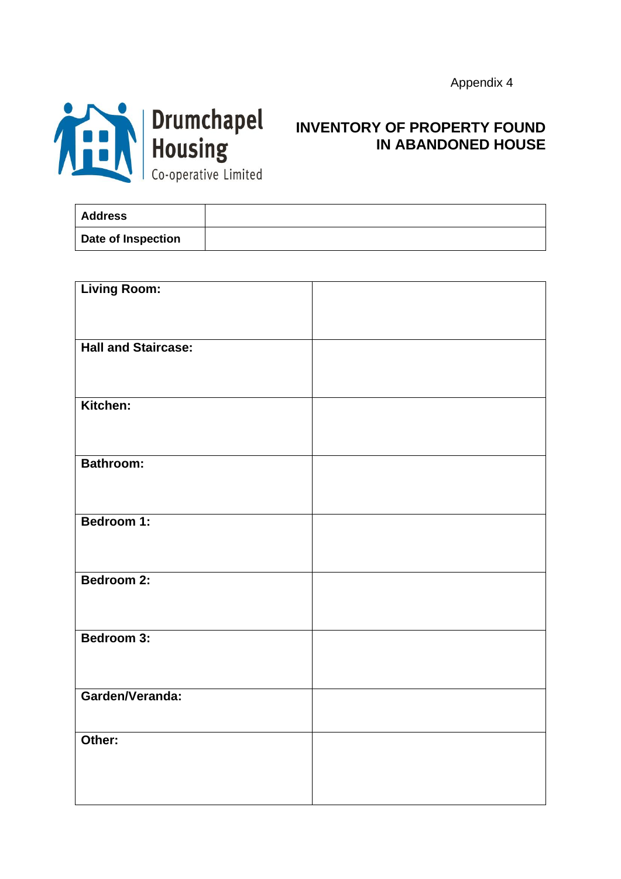Appendix 4

Drumchapel Housing Co-operative Limited

# INVENTORY OF PROPERTY FOUND IN ABANDONED HOUSE

| **Address** | |
|---|---|
| **Date of Inspection** | |

| **Living Room:** | |
|---|---|
| **Hall and Staircase:** | |
| **Kitchen:** | |
| **Bathroom:** | |
| **Bedroom 1:** | |
| **Bedroom 2:** | |
| **Bedroom 3:** | |
| **Garden/Veranda:** | |
| **Other:** | |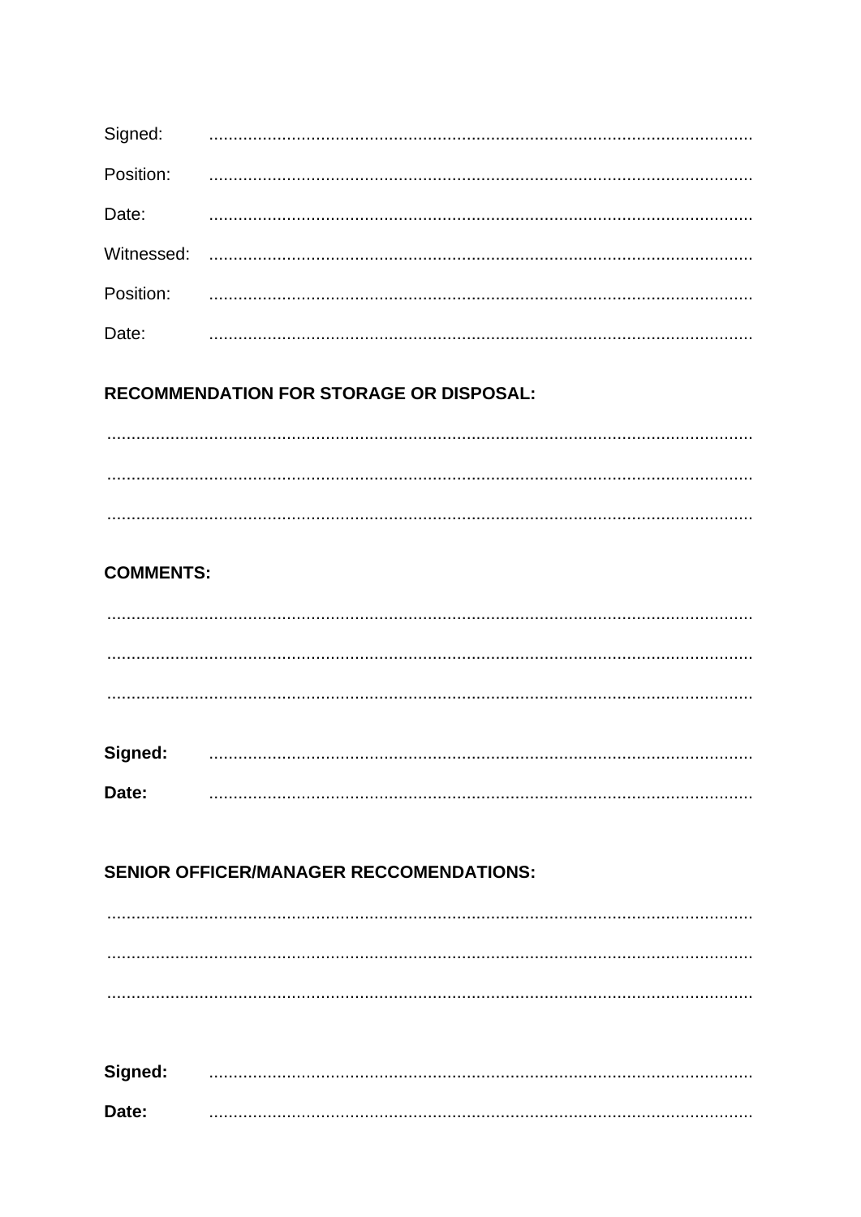Signed: ..............................................................................................................

Position: ..............................................................................................................

Date: ..............................................................................................................

Witnessed: ..............................................................................................................

Position: ..............................................................................................................

Date: ..............................................................................................................

**RECOMMENDATION FOR STORAGE OR DISPOSAL:**

..................................................................................................................................

..................................................................................................................................

..................................................................................................................................

**COMMENTS:**

..................................................................................................................................

..................................................................................................................................

..................................................................................................................................

**Signed:** ..............................................................................................................

**Date:** ..............................................................................................................

**SENIOR OFFICER/MANAGER RECCOMENDATIONS:**

..................................................................................................................................

..................................................................................................................................

..................................................................................................................................

**Signed:** ..............................................................................................................

**Date:** ..............................................................................................................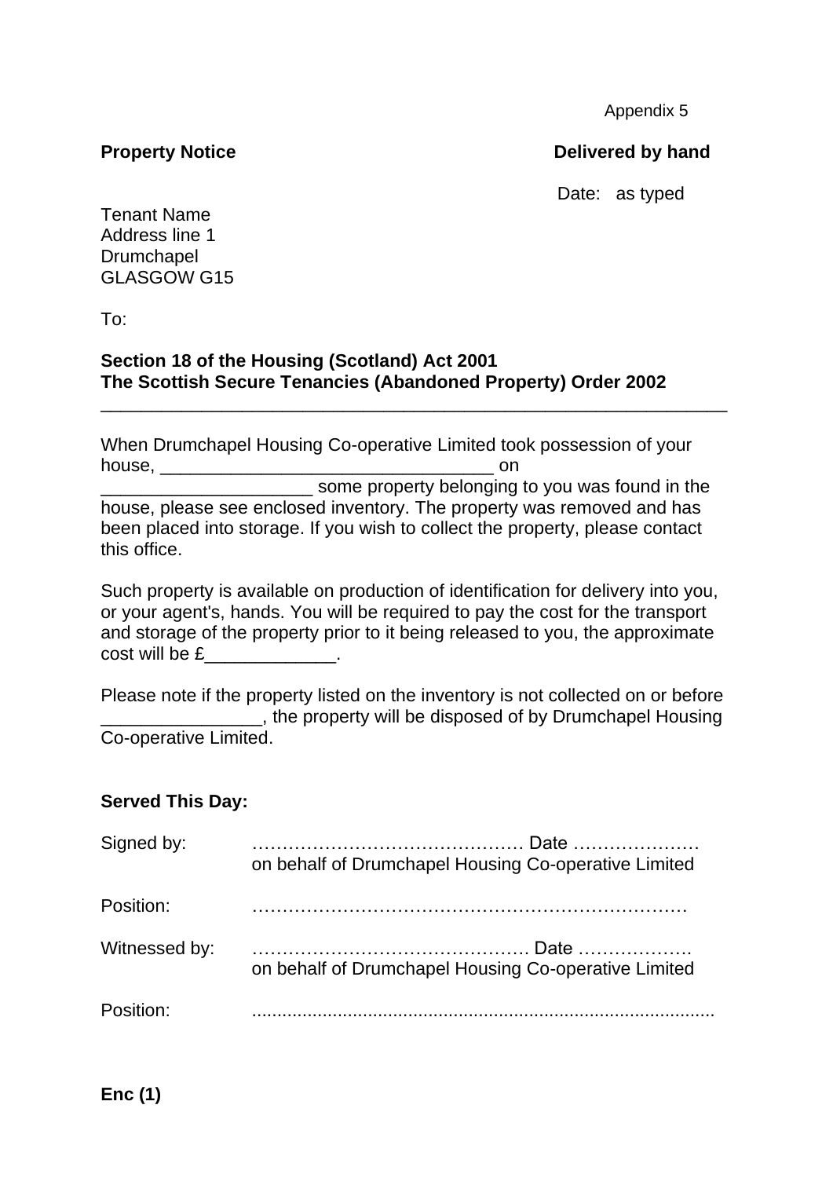Appendix 5

**Property Notice** **Delivered by hand**

Date: as typed

Tenant Name
Address line 1
Drumchapel
GLASGOW G15

To:

**Section 18 of the Housing (Scotland) Act 2001**
**The Scottish Secure Tenancies (Abandoned Property) Order 2002**

---

When Drumchapel Housing Co-operative Limited took possession of your house, ________________________________ on ____________________ some property belonging to you was found in the house, please see enclosed inventory. The property was removed and has been placed into storage. If you wish to collect the property, please contact this office.

Such property is available on production of identification for delivery into you, or your agent's, hands. You will be required to pay the cost for the transport and storage of the property prior to it being released to you, the approximate cost will be £____________.

Please note if the property listed on the inventory is not collected on or before _______________, the property will be disposed of by Drumchapel Housing Co-operative Limited.

**Served This Day:**

Signed by: ……………………………………… Date …………………
on behalf of Drumchapel Housing Co-operative Limited

Position: ………………………………………………………………

Witnessed by: ……………………………………… Date ……………….
on behalf of Drumchapel Housing Co-operative Limited

Position: ..........................................................................................

**Enc (1)**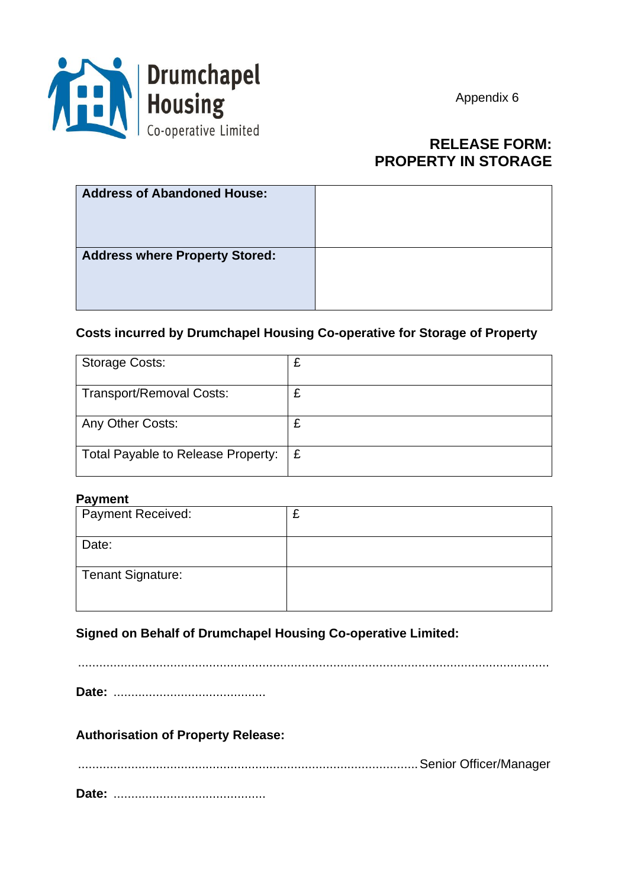Drumchapel Housing Co-operative Limited

Appendix 6

# RELEASE FORM: PROPERTY IN STORAGE

| | |
|---|---|
| **Address of Abandoned House:** | |
| **Address where Property Stored:** | |

**Costs incurred by Drumchapel Housing Co-operative for Storage of Property**

| | |
|---|---|
| Storage Costs: | £ |
| Transport/Removal Costs: | £ |
| Any Other Costs: | £ |
| Total Payable to Release Property: | £ |

**Payment**

| | |
|---|---|
| Payment Received: | £ |
| Date: | |
| Tenant Signature: | |

**Signed on Behalf of Drumchapel Housing Co-operative Limited:**

....................................................................................................................................

**Date:** ..........................................

**Authorisation of Property Release:**

.............................................................................................. Senior Officer/Manager

**Date:** ..........................................